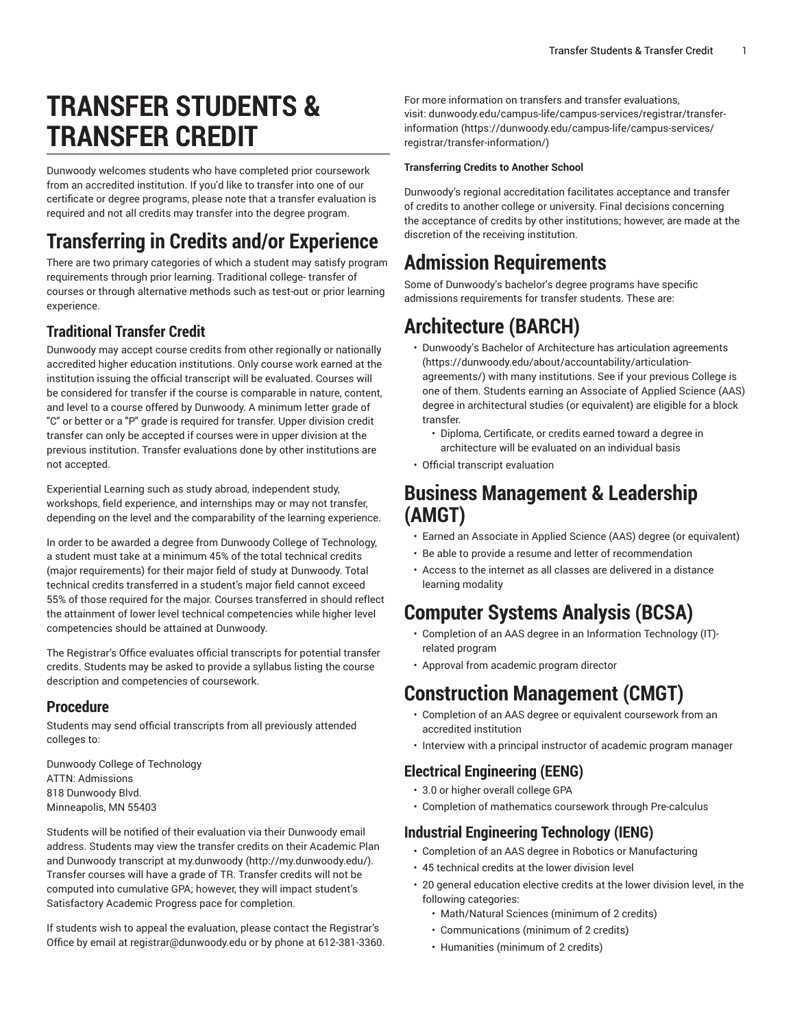# TRANSFER STUDENTS & TRANSFER CREDIT

Dunwoody welcomes students who have completed prior coursework from an accredited institution. If you'd like to transfer into one of our certificate or degree programs, please note that a transfer evaluation is required and not all credits may transfer into the degree program.

## Transferring in Credits and/or Experience

There are two primary categories of which a student may satisfy program requirements through prior learning. Traditional college- transfer of courses or through alternative methods such as test-out or prior learning experience.

### Traditional Transfer Credit

Dunwoody may accept course credits from other regionally or nationally accredited higher education institutions. Only course work earned at the institution issuing the official transcript will be evaluated. Courses will be considered for transfer if the course is comparable in nature, content, and level to a course offered by Dunwoody. A minimum letter grade of "C" or better or a "P" grade is required for transfer. Upper division credit transfer can only be accepted if courses were in upper division at the previous institution. Transfer evaluations done by other institutions are not accepted.

Experiential Learning such as study abroad, independent study, workshops, field experience, and internships may or may not transfer, depending on the level and the comparability of the learning experience.

In order to be awarded a degree from Dunwoody College of Technology, a student must take at a minimum 45% of the total technical credits (major requirements) for their major field of study at Dunwoody. Total technical credits transferred in a student's major field cannot exceed 55% of those required for the major. Courses transferred in should reflect the attainment of lower level technical competencies while higher level competencies should be attained at Dunwoody.

The Registrar's Office evaluates official transcripts for potential transfer credits. Students may be asked to provide a syllabus listing the course description and competencies of coursework.

### Procedure

Students may send official transcripts from all previously attended colleges to:

Dunwoody College of Technology
ATTN: Admissions
818 Dunwoody Blvd.
Minneapolis, MN 55403

Students will be notified of their evaluation via their Dunwoody email address. Students may view the transfer credits on their Academic Plan and Dunwoody transcript at my.dunwoody (http://my.dunwoody.edu/). Transfer courses will have a grade of TR. Transfer credits will not be computed into cumulative GPA; however, they will impact student's Satisfactory Academic Progress pace for completion.

If students wish to appeal the evaluation, please contact the Registrar's Office by email at registrar@dunwoody.edu or by phone at 612-381-3360.

For more information on transfers and transfer evaluations, visit: dunwoody.edu/campus-life/campus-services/registrar/transfer-information (https://dunwoody.edu/campus-life/campus-services/registrar/transfer-information/)

**Transferring Credits to Another School**

Dunwoody's regional accreditation facilitates acceptance and transfer of credits to another college or university. Final decisions concerning the acceptance of credits by other institutions; however, are made at the discretion of the receiving institution.

## Admission Requirements

Some of Dunwoody's bachelor's degree programs have specific admissions requirements for transfer students. These are:

## Architecture (BARCH)

- Dunwoody's Bachelor of Architecture has articulation agreements (https://dunwoody.edu/about/accountability/articulation-agreements/) with many institutions. See if your previous College is one of them. Students earning an Associate of Applied Science (AAS) degree in architectural studies (or equivalent) are eligible for a block transfer.
    - Diploma, Certificate, or credits earned toward a degree in architecture will be evaluated on an individual basis
- Official transcript evaluation

## Business Management & Leadership (AMGT)

- Earned an Associate in Applied Science (AAS) degree (or equivalent)
- Be able to provide a resume and letter of recommendation
- Access to the internet as all classes are delivered in a distance learning modality

## Computer Systems Analysis (BCSA)

- Completion of an AAS degree in an Information Technology (IT)-related program
- Approval from academic program director

## Construction Management (CMGT)

- Completion of an AAS degree or equivalent coursework from an accredited institution
- Interview with a principal instructor of academic program manager

### Electrical Engineering (EENG)

- 3.0 or higher overall college GPA
- Completion of mathematics coursework through Pre-calculus

### Industrial Engineering Technology (IENG)

- Completion of an AAS degree in Robotics or Manufacturing
- 45 technical credits at the lower division level
- 20 general education elective credits at the lower division level, in the following categories:
    - Math/Natural Sciences (minimum of 2 credits)
    - Communications (minimum of 2 credits)
    - Humanities (minimum of 2 credits)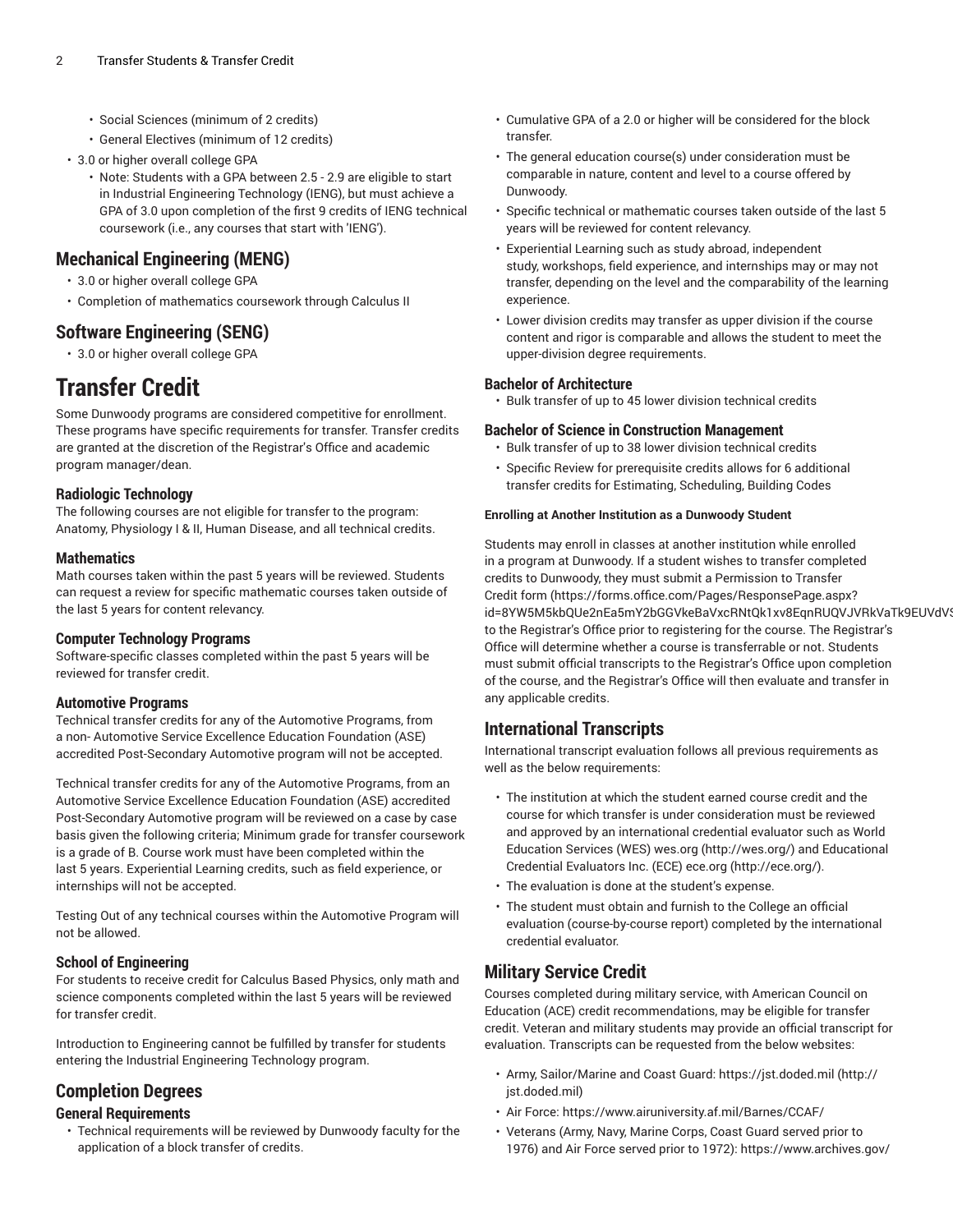- Social Sciences (minimum of 2 credits)
- General Electives (minimum of 12 credits)
- 3.0 or higher overall college GPA
  - Note: Students with a GPA between 2.5 - 2.9 are eligible to start in Industrial Engineering Technology (IENG), but must achieve a GPA of 3.0 upon completion of the first 9 credits of IENG technical coursework (i.e., any courses that start with 'IENG').

## Mechanical Engineering (MENG)

- 3.0 or higher overall college GPA
- Completion of mathematics coursework through Calculus II

## Software Engineering (SENG)

- 3.0 or higher overall college GPA

# Transfer Credit

Some Dunwoody programs are considered competitive for enrollment. These programs have specific requirements for transfer. Transfer credits are granted at the discretion of the Registrar's Office and academic program manager/dean.

### Radiologic Technology

The following courses are not eligible for transfer to the program: Anatomy, Physiology I & II, Human Disease, and all technical credits.

### Mathematics

Math courses taken within the past 5 years will be reviewed. Students can request a review for specific mathematic courses taken outside of the last 5 years for content relevancy.

### Computer Technology Programs

Software-specific classes completed within the past 5 years will be reviewed for transfer credit.

### Automotive Programs

Technical transfer credits for any of the Automotive Programs, from a non- Automotive Service Excellence Education Foundation (ASE) accredited Post-Secondary Automotive program will not be accepted.

Technical transfer credits for any of the Automotive Programs, from an Automotive Service Excellence Education Foundation (ASE) accredited Post-Secondary Automotive program will be reviewed on a case by case basis given the following criteria; Minimum grade for transfer coursework is a grade of B. Course work must have been completed within the last 5 years. Experiential Learning credits, such as field experience, or internships will not be accepted.

Testing Out of any technical courses within the Automotive Program will not be allowed.

### School of Engineering

For students to receive credit for Calculus Based Physics, only math and science components completed within the last 5 years will be reviewed for transfer credit.

Introduction to Engineering cannot be fulfilled by transfer for students entering the Industrial Engineering Technology program.

## Completion Degrees

### General Requirements

- Technical requirements will be reviewed by Dunwoody faculty for the application of a block transfer of credits.
- Cumulative GPA of a 2.0 or higher will be considered for the block transfer.
- The general education course(s) under consideration must be comparable in nature, content and level to a course offered by Dunwoody.
- Specific technical or mathematic courses taken outside of the last 5 years will be reviewed for content relevancy.
- Experiential Learning such as study abroad, independent study, workshops, field experience, and internships may or may not transfer, depending on the level and the comparability of the learning experience.
- Lower division credits may transfer as upper division if the course content and rigor is comparable and allows the student to meet the upper-division degree requirements.

### Bachelor of Architecture

- Bulk transfer of up to 45 lower division technical credits

### Bachelor of Science in Construction Management

- Bulk transfer of up to 38 lower division technical credits
- Specific Review for prerequisite credits allows for 6 additional transfer credits for Estimating, Scheduling, Building Codes

#### Enrolling at Another Institution as a Dunwoody Student

Students may enroll in classes at another institution while enrolled in a program at Dunwoody. If a student wishes to transfer completed credits to Dunwoody, they must submit a Permission to Transfer Credit form (https://forms.office.com/Pages/ResponsePage.aspx?id=8YW5M5kbQUe2nEa5mY2bGGVkeBaVxcRNtQk1xv8EqnRUQVJVRkVaTk9EUVdV to the Registrar's Office prior to registering for the course. The Registrar's Office will determine whether a course is transferrable or not. Students must submit official transcripts to the Registrar's Office upon completion of the course, and the Registrar's Office will then evaluate and transfer in any applicable credits.

## International Transcripts

International transcript evaluation follows all previous requirements as well as the below requirements:

- The institution at which the student earned course credit and the course for which transfer is under consideration must be reviewed and approved by an international credential evaluator such as World Education Services (WES) wes.org (http://wes.org/) and Educational Credential Evaluators Inc. (ECE) ece.org (http://ece.org/).
- The evaluation is done at the student's expense.
- The student must obtain and furnish to the College an official evaluation (course-by-course report) completed by the international credential evaluator.

## Military Service Credit

Courses completed during military service, with American Council on Education (ACE) credit recommendations, may be eligible for transfer credit. Veteran and military students may provide an official transcript for evaluation. Transcripts can be requested from the below websites:

- Army, Sailor/Marine and Coast Guard: https://jst.doded.mil (http://jst.doded.mil)
- Air Force: https://www.airuniversity.af.mil/Barnes/CCAF/
- Veterans (Army, Navy, Marine Corps, Coast Guard served prior to 1976) and Air Force served prior to 1972): https://www.archives.gov/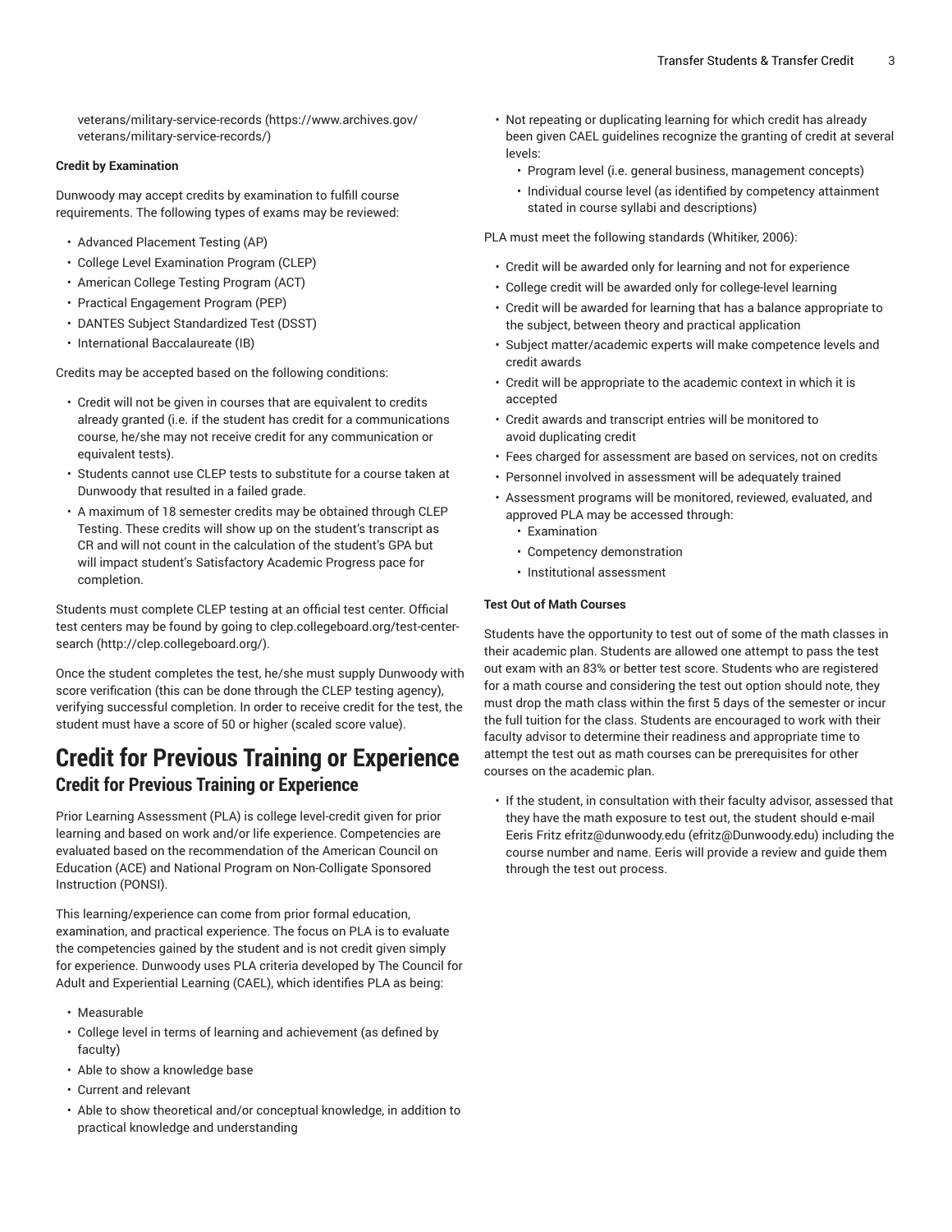veterans/military-service-records (https://www.archives.gov/veterans/military-service-records/)

**Credit by Examination**

Dunwoody may accept credits by examination to fulfill course requirements. The following types of exams may be reviewed:

- Advanced Placement Testing (AP)
- College Level Examination Program (CLEP)
- American College Testing Program (ACT)
- Practical Engagement Program (PEP)
- DANTES Subject Standardized Test (DSST)
- International Baccalaureate (IB)

Credits may be accepted based on the following conditions:

- Credit will not be given in courses that are equivalent to credits already granted (i.e. if the student has credit for a communications course, he/she may not receive credit for any communication or equivalent tests).
- Students cannot use CLEP tests to substitute for a course taken at Dunwoody that resulted in a failed grade.
- A maximum of 18 semester credits may be obtained through CLEP Testing. These credits will show up on the student's transcript as CR and will not count in the calculation of the student's GPA but will impact student's Satisfactory Academic Progress pace for completion.

Students must complete CLEP testing at an official test center. Official test centers may be found by going to clep.collegeboard.org/test-center-search (http://clep.collegeboard.org/).

Once the student completes the test, he/she must supply Dunwoody with score verification (this can be done through the CLEP testing agency), verifying successful completion. In order to receive credit for the test, the student must have a score of 50 or higher (scaled score value).

# Credit for Previous Training or Experience

## Credit for Previous Training or Experience

Prior Learning Assessment (PLA) is college level-credit given for prior learning and based on work and/or life experience. Competencies are evaluated based on the recommendation of the American Council on Education (ACE) and National Program on Non-Colligate Sponsored Instruction (PONSI).

This learning/experience can come from prior formal education, examination, and practical experience. The focus on PLA is to evaluate the competencies gained by the student and is not credit given simply for experience. Dunwoody uses PLA criteria developed by The Council for Adult and Experiential Learning (CAEL), which identifies PLA as being:

- Measurable
- College level in terms of learning and achievement (as defined by faculty)
- Able to show a knowledge base
- Current and relevant
- Able to show theoretical and/or conceptual knowledge, in addition to practical knowledge and understanding
- Not repeating or duplicating learning for which credit has already been given CAEL guidelines recognize the granting of credit at several levels:
    - Program level (i.e. general business, management concepts)
    - Individual course level (as identified by competency attainment stated in course syllabi and descriptions)

PLA must meet the following standards (Whitiker, 2006):

- Credit will be awarded only for learning and not for experience
- College credit will be awarded only for college-level learning
- Credit will be awarded for learning that has a balance appropriate to the subject, between theory and practical application
- Subject matter/academic experts will make competence levels and credit awards
- Credit will be appropriate to the academic context in which it is accepted
- Credit awards and transcript entries will be monitored to avoid duplicating credit
- Fees charged for assessment are based on services, not on credits
- Personnel involved in assessment will be adequately trained
- Assessment programs will be monitored, reviewed, evaluated, and approved PLA may be accessed through:
    - Examination
    - Competency demonstration
    - Institutional assessment

**Test Out of Math Courses**

Students have the opportunity to test out of some of the math classes in their academic plan. Students are allowed one attempt to pass the test out exam with an 83% or better test score. Students who are registered for a math course and considering the test out option should note, they must drop the math class within the first 5 days of the semester or incur the full tuition for the class. Students are encouraged to work with their faculty advisor to determine their readiness and appropriate time to attempt the test out as math courses can be prerequisites for other courses on the academic plan.

- If the student, in consultation with their faculty advisor, assessed that they have the math exposure to test out, the student should e-mail Eeris Fritz efritz@dunwoody.edu (efritz@Dunwoody.edu) including the course number and name. Eeris will provide a review and guide them through the test out process.